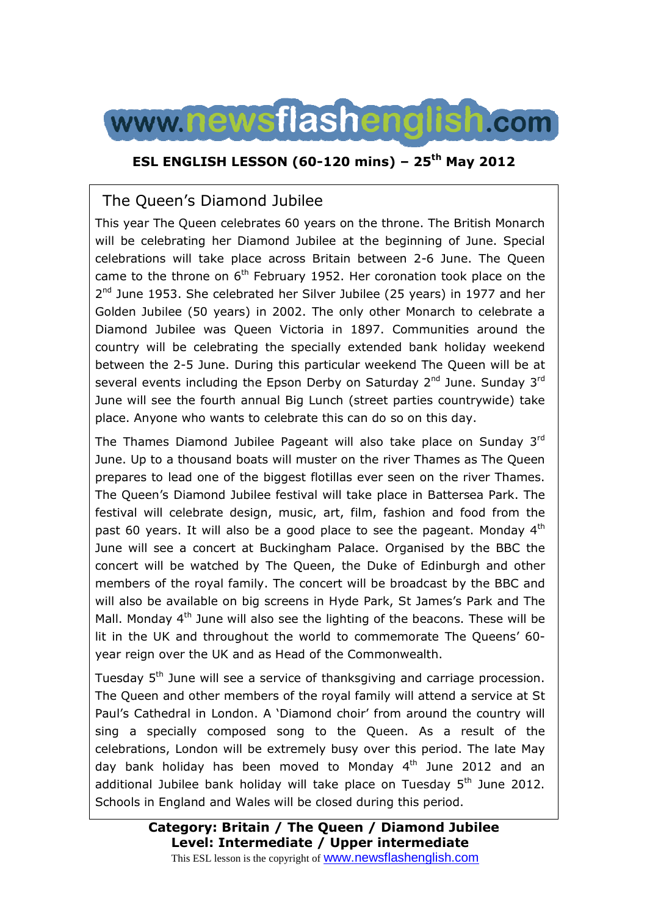# www.newsflashenglish.com

**ESL ENGLISH LESSON (60-120 mins) – 25th May 2012**

## The Queen's Diamond Jubilee

This year The Queen celebrates 60 years on the throne. The British Monarch will be celebrating her Diamond Jubilee at the beginning of June. Special celebrations will take place across Britain between 2-6 June. The Queen came to the throne on 6th February 1952. Her coronation took place on the 2nd June 1953. She celebrated her Silver Jubilee (25 years) in 1977 and her Golden Jubilee (50 years) in 2002. The only other Monarch to celebrate a Diamond Jubilee was Queen Victoria in 1897. Communities around the country will be celebrating the specially extended bank holiday weekend between the 2-5 June. During this particular weekend The Queen will be at several events including the Epson Derby on Saturday 2nd June. Sunday 3rd June will see the fourth annual Big Lunch (street parties countrywide) take place. Anyone who wants to celebrate this can do so on this day.

The Thames Diamond Jubilee Pageant will also take place on Sunday 3rd June. Up to a thousand boats will muster on the river Thames as The Queen prepares to lead one of the biggest flotillas ever seen on the river Thames. The Queen's Diamond Jubilee festival will take place in Battersea Park. The festival will celebrate design, music, art, film, fashion and food from the past 60 years. It will also be a good place to see the pageant. Monday 4th June will see a concert at Buckingham Palace. Organised by the BBC the concert will be watched by The Queen, the Duke of Edinburgh and other members of the royal family. The concert will be broadcast by the BBC and will also be available on big screens in Hyde Park, St James's Park and The Mall. Monday 4th June will also see the lighting of the beacons. These will be lit in the UK and throughout the world to commemorate The Queens' 60-year reign over the UK and as Head of the Commonwealth.

Tuesday 5th June will see a service of thanksgiving and carriage procession. The Queen and other members of the royal family will attend a service at St Paul's Cathedral in London. A 'Diamond choir' from around the country will sing a specially composed song to the Queen. As a result of the celebrations, London will be extremely busy over this period. The late May day bank holiday has been moved to Monday 4th June 2012 and an additional Jubilee bank holiday will take place on Tuesday 5th June 2012. Schools in England and Wales will be closed during this period.

**Category: Britain / The Queen / Diamond Jubilee**
**Level: Intermediate / Upper intermediate**

This ESL lesson is the copyright of www.newsflashenglish.com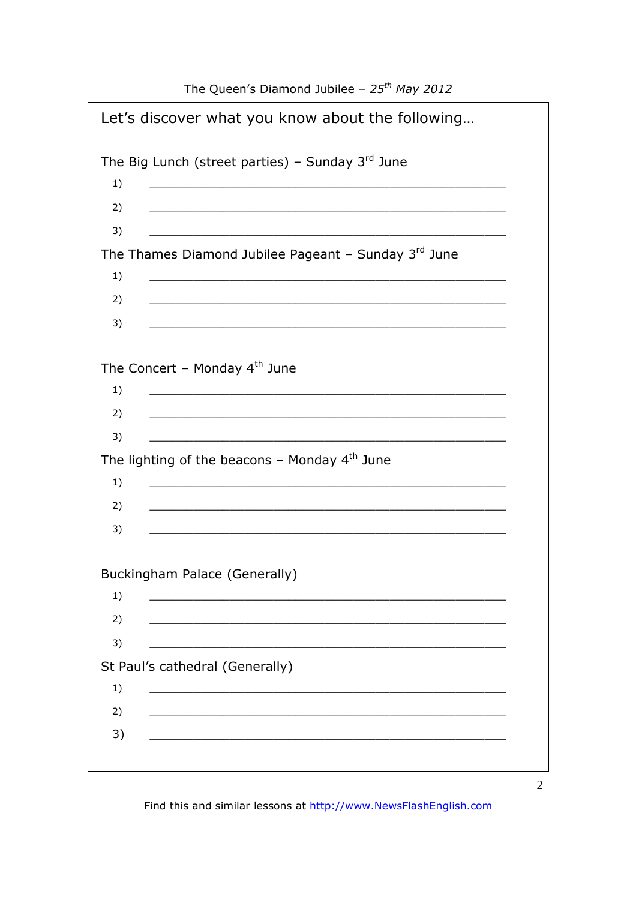The Queen's Diamond Jubilee – *25th May 2012*

Let's discover what you know about the following…

The Big Lunch (street parties) – Sunday 3rd June

1) \_\_\_\_\_\_\_\_\_\_\_\_\_\_\_\_\_\_\_\_\_\_\_\_\_\_\_\_\_\_\_\_\_\_\_\_\_\_\_\_\_\_\_\_\_\_\_\_

2) \_\_\_\_\_\_\_\_\_\_\_\_\_\_\_\_\_\_\_\_\_\_\_\_\_\_\_\_\_\_\_\_\_\_\_\_\_\_\_\_\_\_\_\_\_\_\_\_

3) \_\_\_\_\_\_\_\_\_\_\_\_\_\_\_\_\_\_\_\_\_\_\_\_\_\_\_\_\_\_\_\_\_\_\_\_\_\_\_\_\_\_\_\_\_\_\_\_

The Thames Diamond Jubilee Pageant – Sunday 3rd June

1) \_\_\_\_\_\_\_\_\_\_\_\_\_\_\_\_\_\_\_\_\_\_\_\_\_\_\_\_\_\_\_\_\_\_\_\_\_\_\_\_\_\_\_\_\_\_\_\_

2) \_\_\_\_\_\_\_\_\_\_\_\_\_\_\_\_\_\_\_\_\_\_\_\_\_\_\_\_\_\_\_\_\_\_\_\_\_\_\_\_\_\_\_\_\_\_\_\_

3) \_\_\_\_\_\_\_\_\_\_\_\_\_\_\_\_\_\_\_\_\_\_\_\_\_\_\_\_\_\_\_\_\_\_\_\_\_\_\_\_\_\_\_\_\_\_\_\_

The Concert – Monday 4th June

1) \_\_\_\_\_\_\_\_\_\_\_\_\_\_\_\_\_\_\_\_\_\_\_\_\_\_\_\_\_\_\_\_\_\_\_\_\_\_\_\_\_\_\_\_\_\_\_\_

2) \_\_\_\_\_\_\_\_\_\_\_\_\_\_\_\_\_\_\_\_\_\_\_\_\_\_\_\_\_\_\_\_\_\_\_\_\_\_\_\_\_\_\_\_\_\_\_\_

3) \_\_\_\_\_\_\_\_\_\_\_\_\_\_\_\_\_\_\_\_\_\_\_\_\_\_\_\_\_\_\_\_\_\_\_\_\_\_\_\_\_\_\_\_\_\_\_\_

The lighting of the beacons – Monday 4th June

1) \_\_\_\_\_\_\_\_\_\_\_\_\_\_\_\_\_\_\_\_\_\_\_\_\_\_\_\_\_\_\_\_\_\_\_\_\_\_\_\_\_\_\_\_\_\_\_\_

2) \_\_\_\_\_\_\_\_\_\_\_\_\_\_\_\_\_\_\_\_\_\_\_\_\_\_\_\_\_\_\_\_\_\_\_\_\_\_\_\_\_\_\_\_\_\_\_\_

3) \_\_\_\_\_\_\_\_\_\_\_\_\_\_\_\_\_\_\_\_\_\_\_\_\_\_\_\_\_\_\_\_\_\_\_\_\_\_\_\_\_\_\_\_\_\_\_\_

Buckingham Palace (Generally)

1) \_\_\_\_\_\_\_\_\_\_\_\_\_\_\_\_\_\_\_\_\_\_\_\_\_\_\_\_\_\_\_\_\_\_\_\_\_\_\_\_\_\_\_\_\_\_\_\_

2) \_\_\_\_\_\_\_\_\_\_\_\_\_\_\_\_\_\_\_\_\_\_\_\_\_\_\_\_\_\_\_\_\_\_\_\_\_\_\_\_\_\_\_\_\_\_\_\_

3) \_\_\_\_\_\_\_\_\_\_\_\_\_\_\_\_\_\_\_\_\_\_\_\_\_\_\_\_\_\_\_\_\_\_\_\_\_\_\_\_\_\_\_\_\_\_\_\_

St Paul's cathedral (Generally)

1) \_\_\_\_\_\_\_\_\_\_\_\_\_\_\_\_\_\_\_\_\_\_\_\_\_\_\_\_\_\_\_\_\_\_\_\_\_\_\_\_\_\_\_\_\_\_\_\_

2) \_\_\_\_\_\_\_\_\_\_\_\_\_\_\_\_\_\_\_\_\_\_\_\_\_\_\_\_\_\_\_\_\_\_\_\_\_\_\_\_\_\_\_\_\_\_\_\_

3) \_\_\_\_\_\_\_\_\_\_\_\_\_\_\_\_\_\_\_\_\_\_\_\_\_\_\_\_\_\_\_\_\_\_\_\_\_\_\_\_\_\_\_\_\_\_\_\_

Find this and similar lessons at http://www.NewsFlashEnglish.com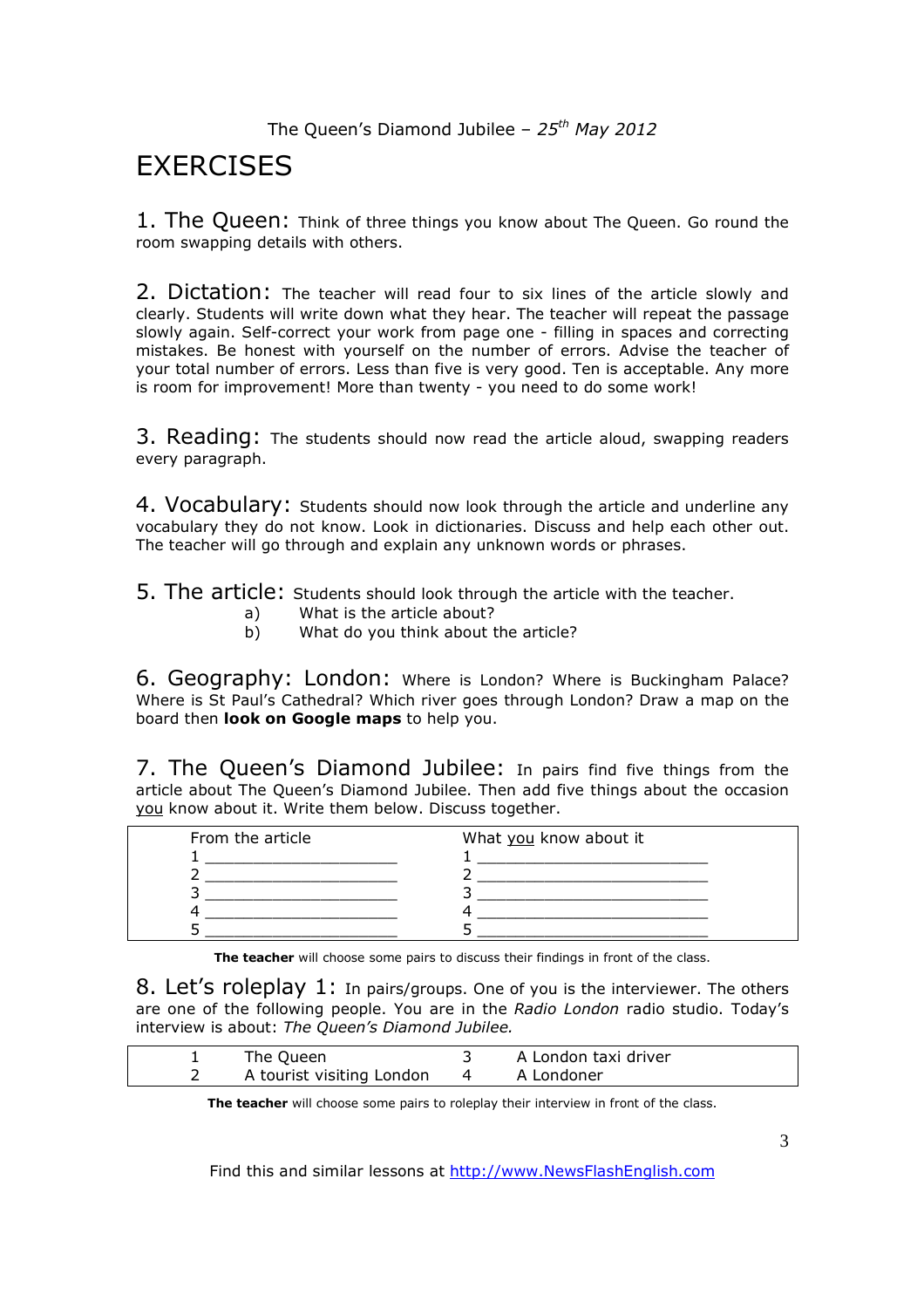The Queen's Diamond Jubilee – *25th May 2012*

# EXERCISES

**1. The Queen:** Think of three things you know about The Queen. Go round the room swapping details with others.

**2. Dictation:** The teacher will read four to six lines of the article slowly and clearly. Students will write down what they hear. The teacher will repeat the passage slowly again. Self-correct your work from page one - filling in spaces and correcting mistakes. Be honest with yourself on the number of errors. Advise the teacher of your total number of errors. Less than five is very good. Ten is acceptable. Any more is room for improvement! More than twenty - you need to do some work!

**3. Reading:** The students should now read the article aloud, swapping readers every paragraph.

**4. Vocabulary:** Students should now look through the article and underline any vocabulary they do not know. Look in dictionaries. Discuss and help each other out. The teacher will go through and explain any unknown words or phrases.

**5. The article:** Students should look through the article with the teacher.

a) What is the article about?

b) What do you think about the article?

**6. Geography: London:** Where is London? Where is Buckingham Palace? Where is St Paul's Cathedral? Which river goes through London? Draw a map on the board then **look on Google maps** to help you.

**7. The Queen's Diamond Jubilee:** In pairs find five things from the article about The Queen's Diamond Jubilee. Then add five things about the occasion you know about it. Write them below. Discuss together.

| From the article | What you know about it |
|---|---|
| 1 ____________________ | 1 ______________________ |
| 2 ____________________ | 2 ______________________ |
| 3 ____________________ | 3 ______________________ |
| 4 ____________________ | 4 ______________________ |
| 5 ____________________ | 5 ______________________ |

**The teacher** will choose some pairs to discuss their findings in front of the class.

**8. Let's roleplay 1:** In pairs/groups. One of you is the interviewer. The others are one of the following people. You are in the *Radio London* radio studio. Today's interview is about: *The Queen's Diamond Jubilee.*

| | | | |
|---|---|---|---|
| 1 | The Queen | 3 | A London taxi driver |
| 2 | A tourist visiting London | 4 | A Londoner |

**The teacher** will choose some pairs to roleplay their interview in front of the class.

Find this and similar lessons at http://www.NewsFlashEnglish.com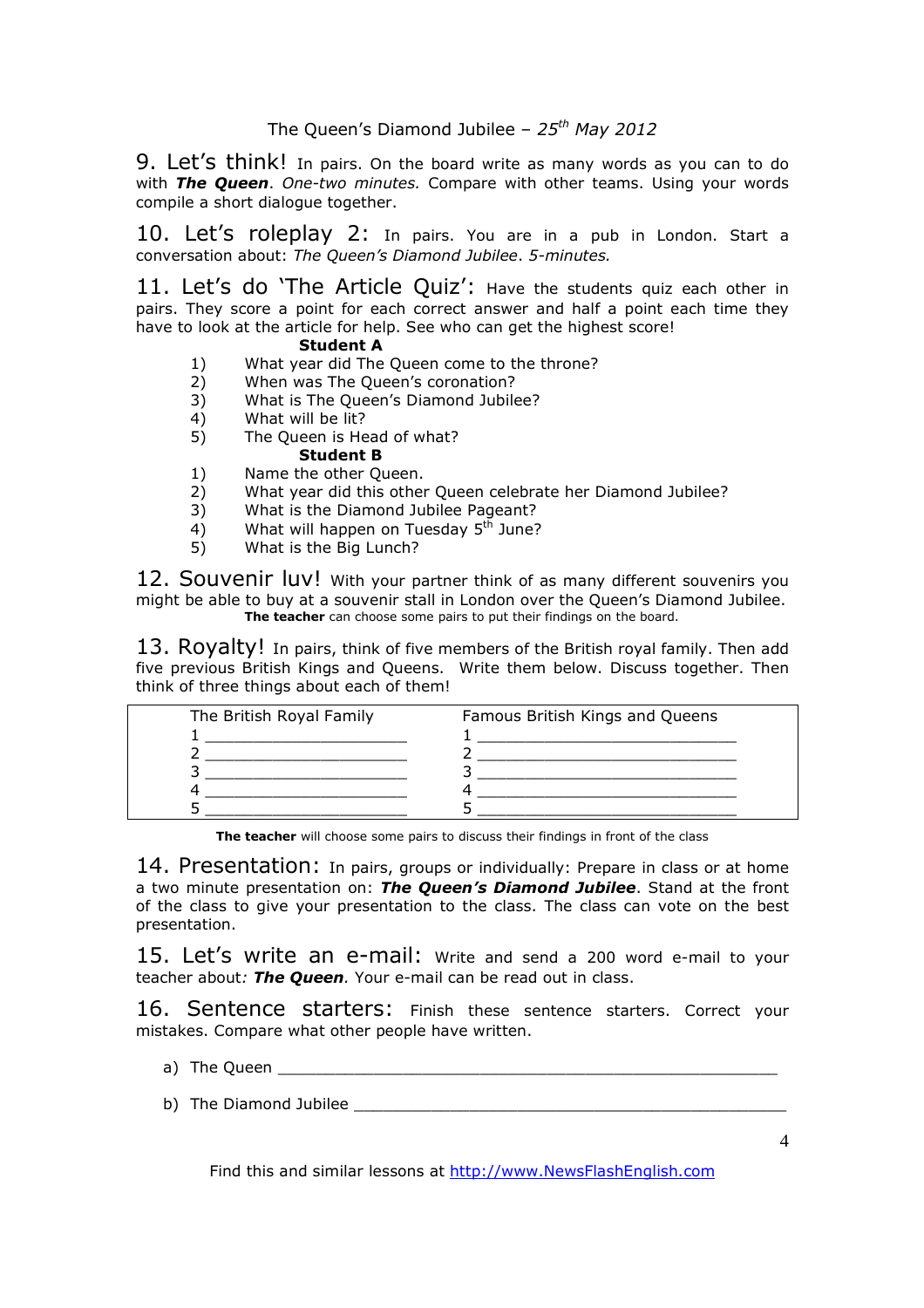## 9. Let's think!

In pairs. On the board write as many words as you can to do with ***The Queen***. *One-two minutes.* Compare with other teams. Using your words compile a short dialogue together.

## 10. Let's roleplay 2:

In pairs. You are in a pub in London. Start a conversation about: *The Queen's Diamond Jubilee*. *5-minutes.*

## 11. Let's do 'The Article Quiz':

Have the students quiz each other in pairs. They score a point for each correct answer and half a point each time they have to look at the article for help. See who can get the highest score!

**Student A**

1) What year did The Queen come to the throne?
2) When was The Queen's coronation?
3) What is The Queen's Diamond Jubilee?
4) What will be lit?
5) The Queen is Head of what?

**Student B**

1) Name the other Queen.
2) What year did this other Queen celebrate her Diamond Jubilee?
3) What is the Diamond Jubilee Pageant?
4) What will happen on Tuesday 5th June?
5) What is the Big Lunch?

## 12. Souvenir luv!

With your partner think of as many different souvenirs you might be able to buy at a souvenir stall in London over the Queen's Diamond Jubilee.

**The teacher** can choose some pairs to put their findings on the board.

## 13. Royalty!

In pairs, think of five members of the British royal family. Then add five previous British Kings and Queens. Write them below. Discuss together. Then think of three things about each of them!

| The British Royal Family | Famous British Kings and Queens |
|---|---|
| 1 ____________________ | 1 __________________________ |
| 2 ____________________ | 2 __________________________ |
| 3 ____________________ | 3 __________________________ |
| 4 ____________________ | 4 __________________________ |
| 5 ____________________ | 5 __________________________ |

**The teacher** will choose some pairs to discuss their findings in front of the class

## 14. Presentation:

In pairs, groups or individually: Prepare in class or at home a two minute presentation on: ***The Queen's Diamond Jubilee***. Stand at the front of the class to give your presentation to the class. The class can vote on the best presentation.

## 15. Let's write an e-mail:

Write and send a 200 word e-mail to your teacher about*:* ***The Queen****.* Your e-mail can be read out in class.

## 16. Sentence starters:

Finish these sentence starters. Correct your mistakes. Compare what other people have written.

a) The Queen ________________________________________________

b) The Diamond Jubilee __________________________________________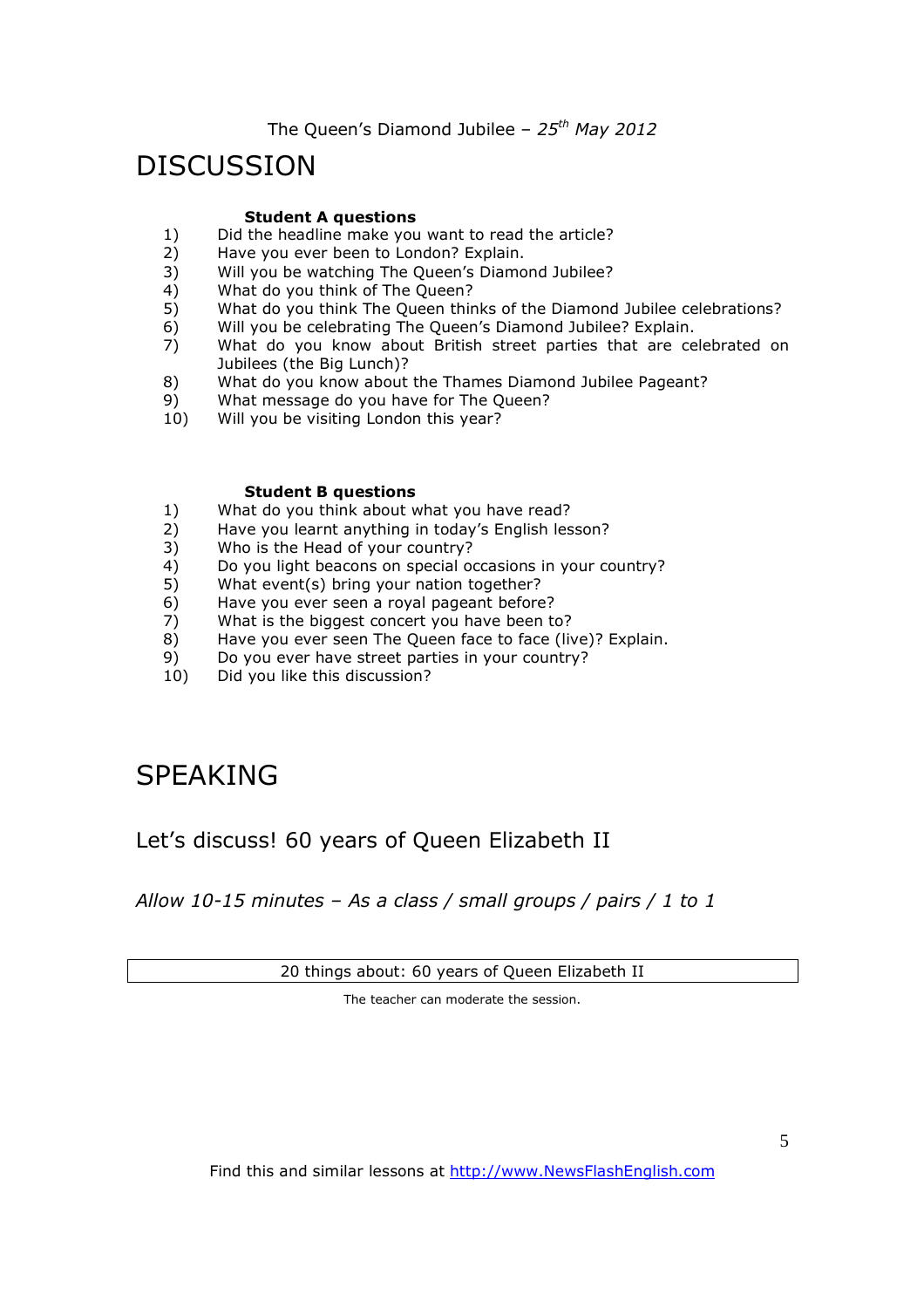The Queen's Diamond Jubilee – *25th May 2012*

# DISCUSSION

**Student A questions**

1) Did the headline make you want to read the article?
2) Have you ever been to London? Explain.
3) Will you be watching The Queen's Diamond Jubilee?
4) What do you think of The Queen?
5) What do you think The Queen thinks of the Diamond Jubilee celebrations?
6) Will you be celebrating The Queen's Diamond Jubilee? Explain.
7) What do you know about British street parties that are celebrated on Jubilees (the Big Lunch)?
8) What do you know about the Thames Diamond Jubilee Pageant?
9) What message do you have for The Queen?
10) Will you be visiting London this year?

**Student B questions**

1) What do you think about what you have read?
2) Have you learnt anything in today's English lesson?
3) Who is the Head of your country?
4) Do you light beacons on special occasions in your country?
5) What event(s) bring your nation together?
6) Have you ever seen a royal pageant before?
7) What is the biggest concert you have been to?
8) Have you ever seen The Queen face to face (live)? Explain.
9) Do you ever have street parties in your country?
10) Did you like this discussion?

# SPEAKING

## Let's discuss! 60 years of Queen Elizabeth II

*Allow 10-15 minutes – As a class / small groups / pairs / 1 to 1*

| 20 things about: 60 years of Queen Elizabeth II |
|---|

The teacher can moderate the session.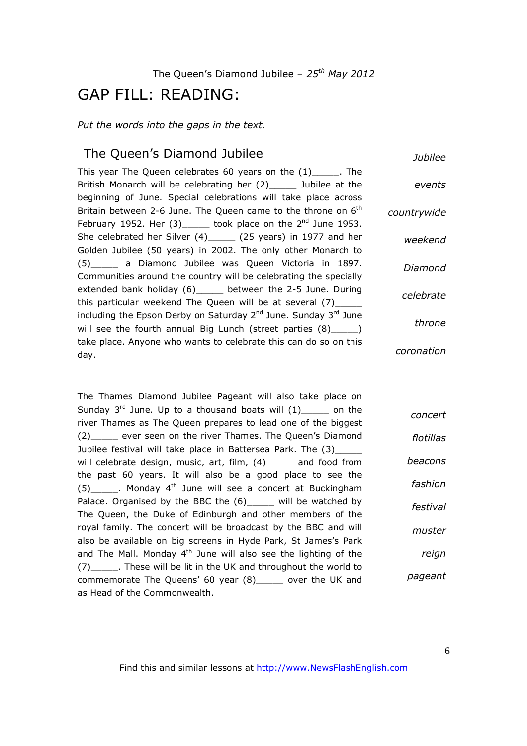The Queen's Diamond Jubilee – *25th May 2012*

# GAP FILL: READING:

*Put the words into the gaps in the text.*

## The Queen's Diamond Jubilee

This year The Queen celebrates 60 years on the (1)_____. The British Monarch will be celebrating her (2)_____ Jubilee at the beginning of June. Special celebrations will take place across Britain between 2-6 June. The Queen came to the throne on 6th February 1952. Her (3)_____ took place on the 2nd June 1953. She celebrated her Silver (4)_____ (25 years) in 1977 and her Golden Jubilee (50 years) in 2002. The only other Monarch to (5)_____ a Diamond Jubilee was Queen Victoria in 1897. Communities around the country will be celebrating the specially extended bank holiday (6)_____ between the 2-5 June. During this particular weekend The Queen will be at several (7)_____ including the Epson Derby on Saturday 2nd June. Sunday 3rd June will see the fourth annual Big Lunch (street parties (8)_____) take place. Anyone who wants to celebrate this can do so on this day.

*Jubilee*

*events*

*countrywide*

*weekend*

*Diamond*

*celebrate*

*throne*

*coronation*

The Thames Diamond Jubilee Pageant will also take place on Sunday 3rd June. Up to a thousand boats will (1)_____ on the river Thames as The Queen prepares to lead one of the biggest (2)_____ ever seen on the river Thames. The Queen's Diamond Jubilee festival will take place in Battersea Park. The (3)_____ will celebrate design, music, art, film, (4)_____ and food from the past 60 years. It will also be a good place to see the (5)_____. Monday 4th June will see a concert at Buckingham Palace. Organised by the BBC the (6)_____ will be watched by The Queen, the Duke of Edinburgh and other members of the royal family. The concert will be broadcast by the BBC and will also be available on big screens in Hyde Park, St James's Park and The Mall. Monday 4th June will also see the lighting of the (7)_____. These will be lit in the UK and throughout the world to commemorate The Queens' 60 year (8)_____ over the UK and as Head of the Commonwealth.

*concert*

*flotillas*

*beacons*

*fashion*

*festival*

*muster*

*reign*

*pageant*

Find this and similar lessons at http://www.NewsFlashEnglish.com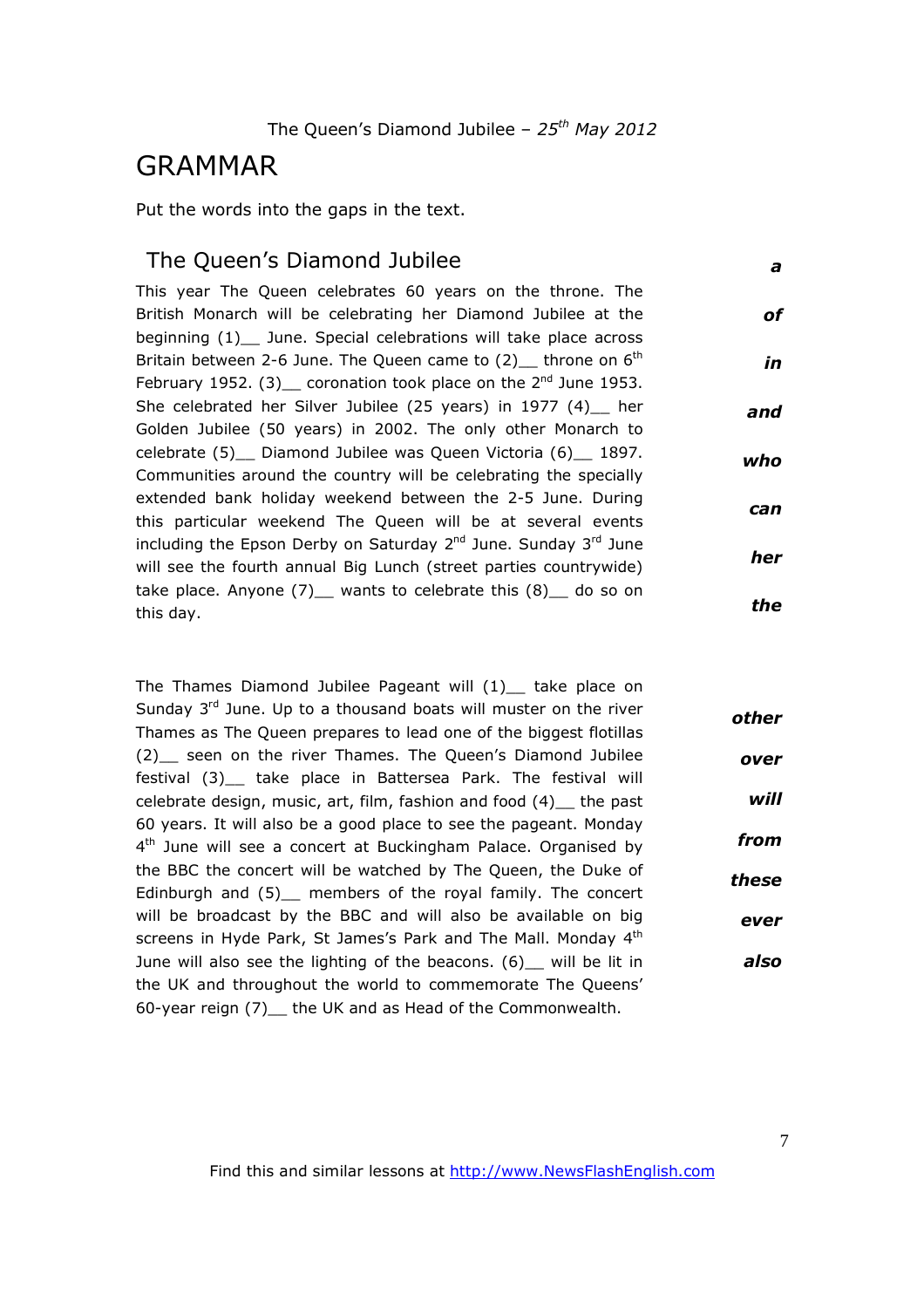## GRAMMAR

Put the words into the gaps in the text.

### The Queen's Diamond Jubilee

This year The Queen celebrates 60 years on the throne. The British Monarch will be celebrating her Diamond Jubilee at the beginning (1)__ June. Special celebrations will take place across Britain between 2-6 June. The Queen came to (2)__ throne on 6th February 1952. (3)__ coronation took place on the 2nd June 1953. She celebrated her Silver Jubilee (25 years) in 1977 (4)__ her Golden Jubilee (50 years) in 2002. The only other Monarch to celebrate (5)__ Diamond Jubilee was Queen Victoria (6)__ 1897. Communities around the country will be celebrating the specially extended bank holiday weekend between the 2-5 June. During this particular weekend The Queen will be at several events including the Epson Derby on Saturday 2nd June. Sunday 3rd June will see the fourth annual Big Lunch (street parties countrywide) take place. Anyone (7)__ wants to celebrate this (8)__ do so on this day.

***a***

***of***

***in***

***and***

***who***

***can***

***her***

***the***

The Thames Diamond Jubilee Pageant will (1)__ take place on Sunday 3rd June. Up to a thousand boats will muster on the river Thames as The Queen prepares to lead one of the biggest flotillas (2)__ seen on the river Thames. The Queen's Diamond Jubilee festival (3)__ take place in Battersea Park. The festival will celebrate design, music, art, film, fashion and food (4)__ the past 60 years. It will also be a good place to see the pageant. Monday 4th June will see a concert at Buckingham Palace. Organised by the BBC the concert will be watched by The Queen, the Duke of Edinburgh and (5)__ members of the royal family. The concert will be broadcast by the BBC and will also be available on big screens in Hyde Park, St James's Park and The Mall. Monday 4th June will also see the lighting of the beacons. (6)__ will be lit in the UK and throughout the world to commemorate The Queens' 60-year reign (7)__ the UK and as Head of the Commonwealth.

***other***

***over***

***will***

***from***

***these***

***ever***

***also***

Find this and similar lessons at http://www.NewsFlashEnglish.com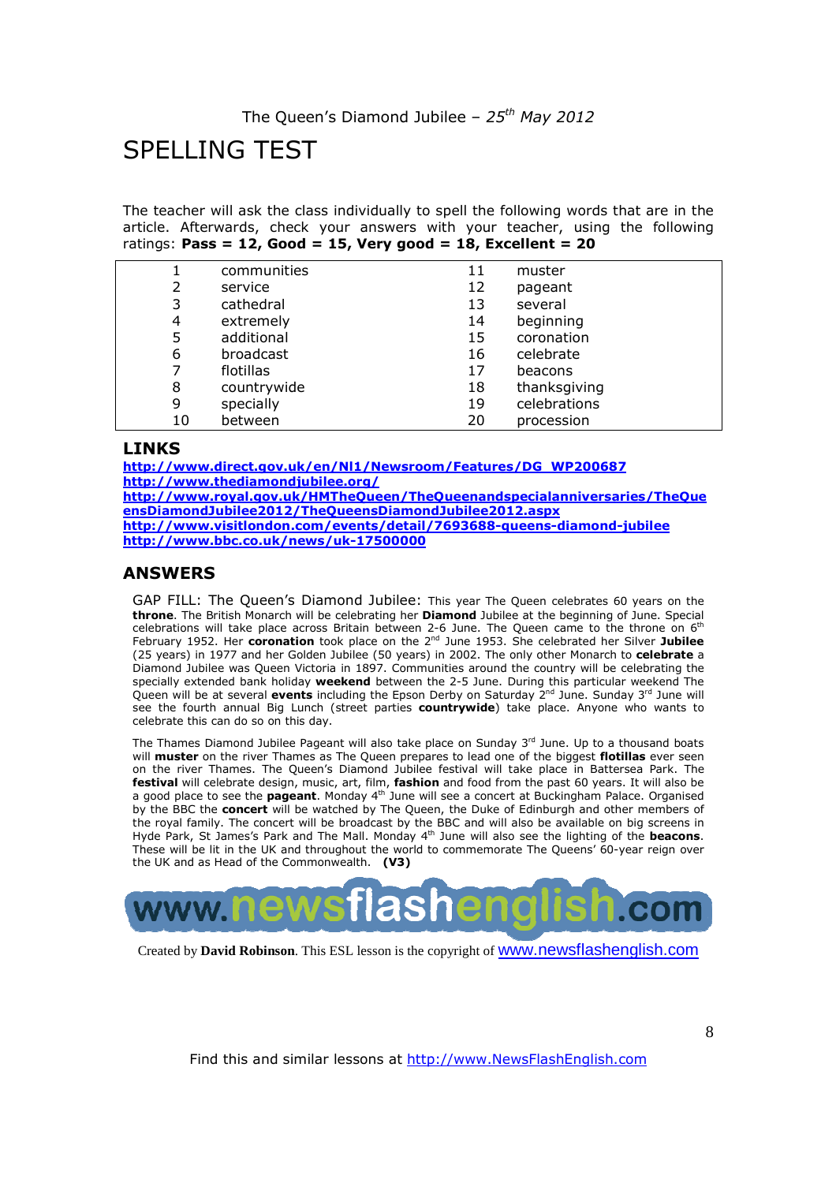The Queen's Diamond Jubilee – *25th May 2012*

# SPELLING TEST

The teacher will ask the class individually to spell the following words that are in the article. Afterwards, check your answers with your teacher, using the following ratings: **Pass = 12, Good = 15, Very good = 18, Excellent = 20**

| | | | |
|---|---|---|---|
| 1 | communities | 11 | muster |
| 2 | service | 12 | pageant |
| 3 | cathedral | 13 | several |
| 4 | extremely | 14 | beginning |
| 5 | additional | 15 | coronation |
| 6 | broadcast | 16 | celebrate |
| 7 | flotillas | 17 | beacons |
| 8 | countrywide | 18 | thanksgiving |
| 9 | specially | 19 | celebrations |
| 10 | between | 20 | procession |

## LINKS

**http://www.direct.gov.uk/en/Nl1/Newsroom/Features/DG_WP200687**
**http://www.thediamondjubilee.org/**
**http://www.royal.gov.uk/HMTheQueen/TheQueenandspecialanniversaries/TheQueensDiamondJubilee2012/TheQueensDiamondJubilee2012.aspx**
**http://www.visitlondon.com/events/detail/7693688-queens-diamond-jubilee**
**http://www.bbc.co.uk/news/uk-17500000**

## ANSWERS

GAP FILL: The Queen's Diamond Jubilee: This year The Queen celebrates 60 years on the **throne**. The British Monarch will be celebrating her **Diamond** Jubilee at the beginning of June. Special celebrations will take place across Britain between 2-6 June. The Queen came to the throne on 6th February 1952. Her **coronation** took place on the 2nd June 1953. She celebrated her Silver **Jubilee** (25 years) in 1977 and her Golden Jubilee (50 years) in 2002. The only other Monarch to **celebrate** a Diamond Jubilee was Queen Victoria in 1897. Communities around the country will be celebrating the specially extended bank holiday **weekend** between the 2-5 June. During this particular weekend The Queen will be at several **events** including the Epson Derby on Saturday 2nd June. Sunday 3rd June will see the fourth annual Big Lunch (street parties **countrywide**) take place. Anyone who wants to celebrate this can do so on this day.

The Thames Diamond Jubilee Pageant will also take place on Sunday 3rd June. Up to a thousand boats will **muster** on the river Thames as The Queen prepares to lead one of the biggest **flotillas** ever seen on the river Thames. The Queen's Diamond Jubilee festival will take place in Battersea Park. The **festival** will celebrate design, music, art, film, **fashion** and food from the past 60 years. It will also be a good place to see the **pageant**. Monday 4th June will see a concert at Buckingham Palace. Organised by the BBC the **concert** will be watched by The Queen, the Duke of Edinburgh and other members of the royal family. The concert will be broadcast by the BBC and will also be available on big screens in Hyde Park, St James's Park and The Mall. Monday 4th June will also see the lighting of the **beacons**. These will be lit in the UK and throughout the world to commemorate The Queens' 60-year reign over the UK and as Head of the Commonwealth. **(V3)**

www.newsflashenglish.com

Created by **David Robinson**. This ESL lesson is the copyright of www.newsflashenglish.com

Find this and similar lessons at http://www.NewsFlashEnglish.com